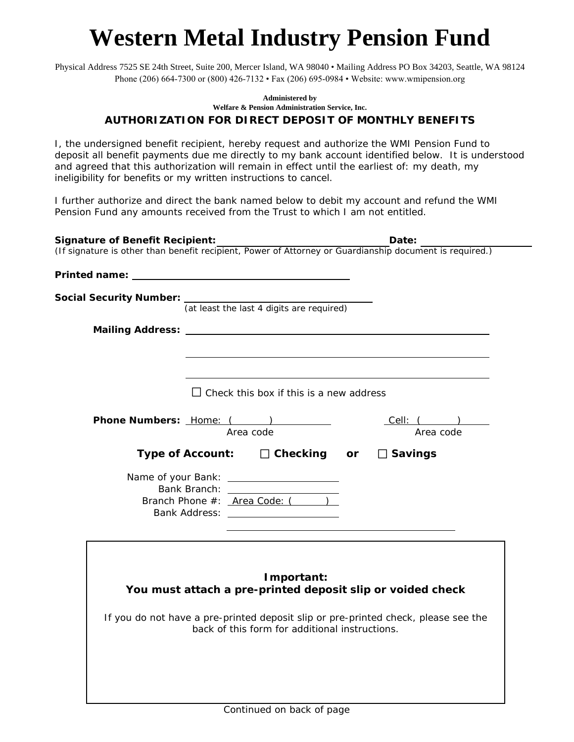# Western Metal Industry Pension Fund

Physical Address 7525 SE 24th Street, Suite 200, Mercer Island, WA 98040 • Mailing Address PO Box 34203, Seattle, WA 98124
Phone (206) 664-7300 or (800) 426-7132 • Fax (206) 695-0984 • Website: www.wmipension.org

**Administered by**
**Welfare & Pension Administration Service, Inc.**

## AUTHORIZATION FOR DIRECT DEPOSIT OF MONTHLY BENEFITS

I, the undersigned benefit recipient, hereby request and authorize the WMI Pension Fund to deposit all benefit payments due me directly to my bank account identified below. It is understood and agreed that this authorization will remain in effect until the earliest of: my death, my ineligibility for benefits or my written instructions to cancel.

I further authorize and direct the bank named below to debit my account and refund the WMI Pension Fund any amounts received from the Trust to which I am not entitled.

**Signature of Benefit Recipient:** ______________________________ **Date:** ____________________
*(If signature is other than benefit recipient, Power of Attorney or Guardianship document is required.)*

**Printed name:** ________________________________________

**Social Security Number:** ______________________________
(at least the last 4 digits are required)

**Mailing Address:** ________________________________________________

________________________________________________

________________________________________________

☐ Check this box if this is a new address

**Phone Numbers:** Home: ( ) ____________ Cell: ( ) ____________
Area code Area code

**Type of Account:** ☐ **Checking** **or** ☐ **Savings**

Name of your Bank: ____________________
Bank Branch: ____________________
Branch Phone #: Area Code: ( ) ________
Bank Address: ____________________
________________________________________

**Important:**
**You must attach a pre-printed deposit slip or voided check**

If you do not have a pre-printed deposit slip or pre-printed check, please see the back of this form for additional instructions.

Continued on back of page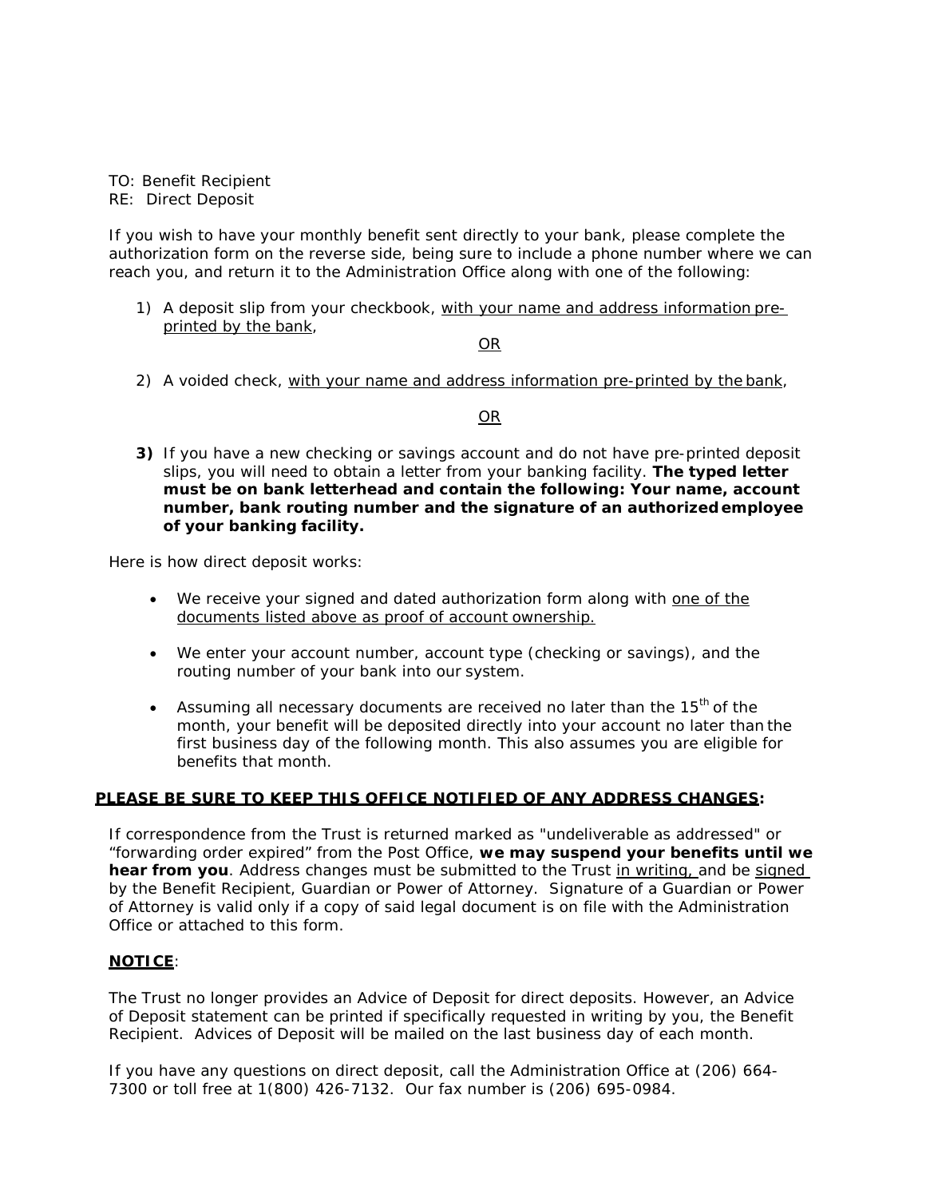TO: Benefit Recipient
RE: Direct Deposit

If you wish to have your monthly benefit sent directly to your bank, please complete the authorization form on the reverse side, being sure to include a phone number where we can reach you, and return it to the Administration Office along with one of the following:

1) A deposit slip from your checkbook, <u>with your name and address information pre-printed by the bank</u>,

<u>OR</u>

2) A voided check, <u>with your name and address information pre-printed by the bank</u>,

<u>OR</u>

3) If you have a new checking or savings account and do not have pre-printed deposit slips, you will need to obtain a letter from your banking facility. **The typed letter must be on bank letterhead and contain the following: Your name, account number, bank routing number and the signature of an authorized employee of your banking facility.**

Here is how direct deposit works:

- We receive your signed and dated authorization form along with <u>one of the documents listed above as proof of account ownership.</u>
- We enter your account number, account type (checking or savings), and the routing number of your bank into our system.
- Assuming all necessary documents are received no later than the 15th of the month, your benefit will be deposited directly into your account no later than the first business day of the following month. This also assumes you are eligible for benefits that month.

**<u>PLEASE BE SURE TO KEEP THIS OFFICE NOTIFIED OF ANY ADDRESS CHANGES</u>:**

If correspondence from the Trust is returned marked as "undeliverable as addressed" or "forwarding order expired" from the Post Office, **we may suspend your benefits until we hear from you**. Address changes must be submitted to the Trust <u>in writing,</u> and be <u>signed</u> by the Benefit Recipient, Guardian or Power of Attorney. Signature of a Guardian or Power of Attorney is valid only if a copy of said legal document is on file with the Administration Office or attached to this form.

**<u>NOTICE</u>**:

The Trust no longer provides an Advice of Deposit for direct deposits. However, an Advice of Deposit statement can be printed if specifically requested in writing by you, the Benefit Recipient. Advices of Deposit will be mailed on the last business day of each month.

If you have any questions on direct deposit, call the Administration Office at (206) 664-7300 or toll free at 1(800) 426-7132. Our fax number is (206) 695-0984.